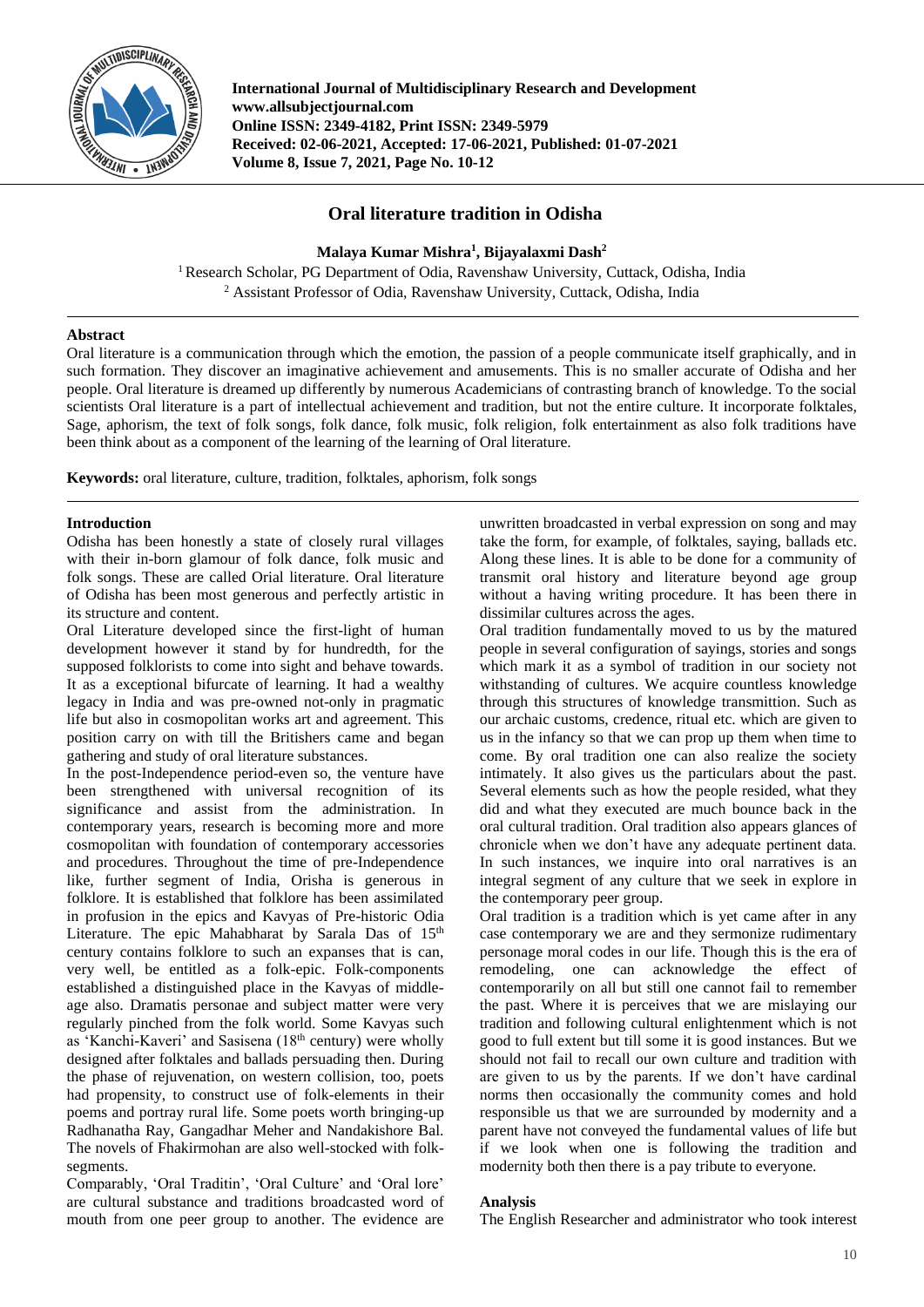# Oral literature tradition in Odisha

**Malaya Kumar Mishra[1], Bijayalaxmi Dash[2]**

[1] Research Scholar, PG Department of Odia, Ravenshaw University, Cuttack, Odisha, India
[2] Assistant Professor of Odia, Ravenshaw University, Cuttack, Odisha, India

## Abstract

Oral literature is a communication through which the emotion, the passion of a people communicate itself graphically, and in such formation. They discover an imaginative achievement and amusements. This is no smaller accurate of Odisha and her people. Oral literature is dreamed up differently by numerous Academicians of contrasting branch of knowledge. To the social scientists Oral literature is a part of intellectual achievement and tradition, but not the entire culture. It incorporate folktales, Sage, aphorism, the text of folk songs, folk dance, folk music, folk religion, folk entertainment as also folk traditions have been think about as a component of the learning of the learning of Oral literature.

**Keywords:** oral literature, culture, tradition, folktales, aphorism, folk songs

## Introduction

Odisha has been honestly a state of closely rural villages with their in-born glamour of folk dance, folk music and folk songs. These are called Orial literature. Oral literature of Odisha has been most generous and perfectly artistic in its structure and content.

Oral Literature developed since the first-light of human development however it stand by for hundredth, for the supposed folklorists to come into sight and behave towards. It as a exceptional bifurcate of learning. It had a wealthy legacy in India and was pre-owned not-only in pragmatic life but also in cosmopolitan works art and agreement. This position carry on with till the Britishers came and began gathering and study of oral literature substances.

In the post-Independence period-even so, the venture have been strengthened with universal recognition of its significance and assist from the administration. In contemporary years, research is becoming more and more cosmopolitan with foundation of contemporary accessories and procedures. Throughout the time of pre-Independence like, further segment of India, Orisha is generous in folklore. It is established that folklore has been assimilated in profusion in the epics and Kavyas of Pre-historic Odia Literature. The epic Mahabharat by Sarala Das of 15th century contains folklore to such an expanses that is can, very well, be entitled as a folk-epic. Folk-components established a distinguished place in the Kavyas of middle-age also. Dramatis personae and subject matter were very regularly pinched from the folk world. Some Kavyas such as 'Kanchi-Kaveri' and Sasisena (18th century) were wholly designed after folktales and ballads persuading then. During the phase of rejuvenation, on western collision, too, poets had propensity, to construct use of folk-elements in their poems and portray rural life. Some poets worth bringing-up Radhanatha Ray, Gangadhar Meher and Nandakishore Bal. The novels of Fhakirmohan are also well-stocked with folk-segments.

Comparably, 'Oral Traditin', 'Oral Culture' and 'Oral lore' are cultural substance and traditions broadcasted word of mouth from one peer group to another. The evidence are unwritten broadcasted in verbal expression on song and may take the form, for example, of folktales, saying, ballads etc. Along these lines. It is able to be done for a community of transmit oral history and literature beyond age group without a having writing procedure. It has been there in dissimilar cultures across the ages.

Oral tradition fundamentally moved to us by the matured people in several configuration of sayings, stories and songs which mark it as a symbol of tradition in our society not withstanding of cultures. We acquire countless knowledge through this structures of knowledge transmittion. Such as our archaic customs, credence, ritual etc. which are given to us in the infancy so that we can prop up them when time to come. By oral tradition one can also realize the society intimately. It also gives us the particulars about the past. Several elements such as how the people resided, what they did and what they executed are much bounce back in the oral cultural tradition. Oral tradition also appears glances of chronicle when we don't have any adequate pertinent data. In such instances, we inquire into oral narratives is an integral segment of any culture that we seek in explore in the contemporary peer group.

Oral tradition is a tradition which is yet came after in any case contemporary we are and they sermonize rudimentary personage moral codes in our life. Though this is the era of remodeling, one can acknowledge the effect of contemporarily on all but still one cannot fail to remember the past. Where it is perceives that we are mislaying our tradition and following cultural enlightenment which is not good to full extent but till some it is good instances. But we should not fail to recall our own culture and tradition with are given to us by the parents. If we don't have cardinal norms then occasionally the community comes and hold responsible us that we are surrounded by modernity and a parent have not conveyed the fundamental values of life but if we look when one is following the tradition and modernity both then there is a pay tribute to everyone.

## Analysis

The English Researcher and administrator who took interest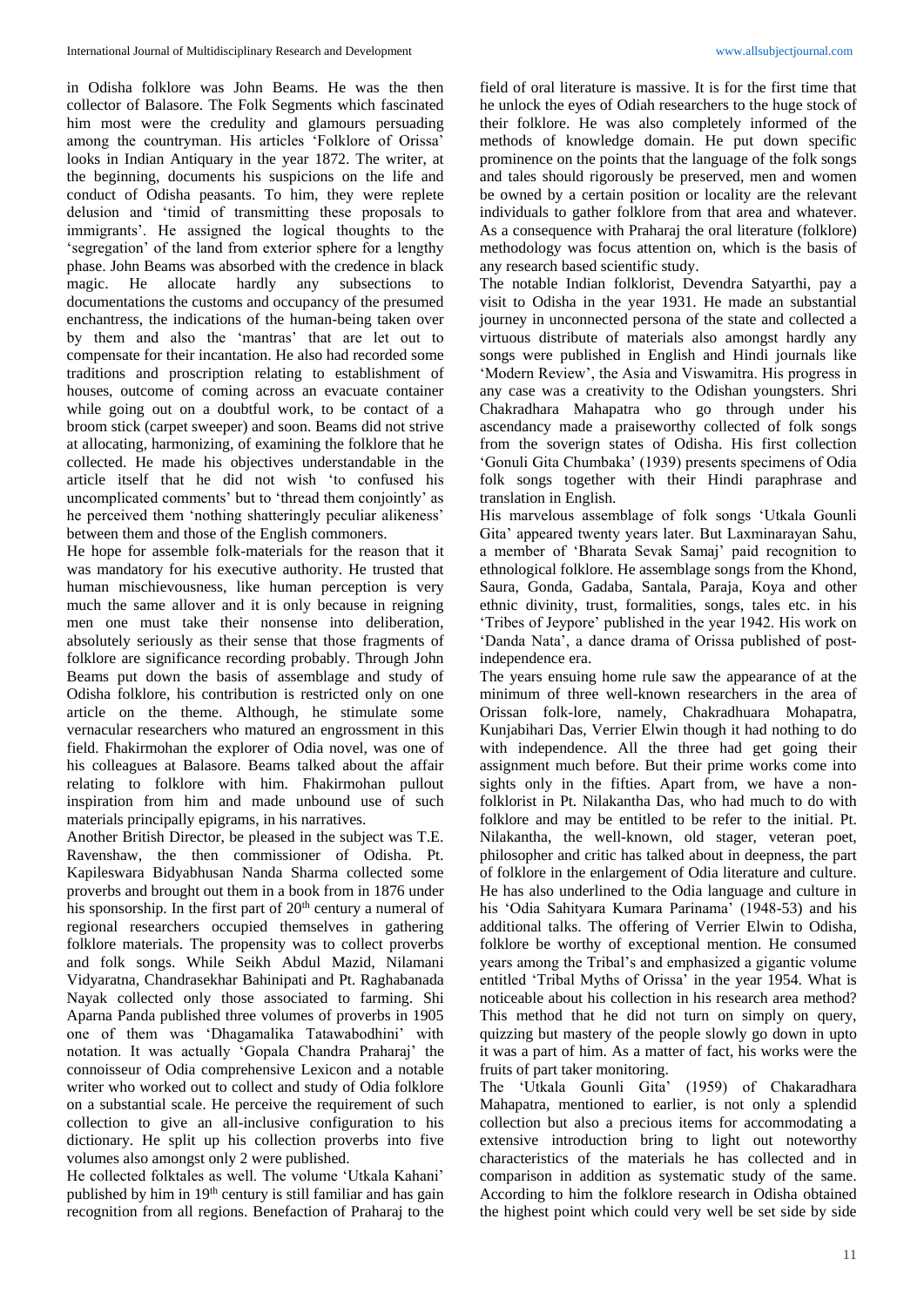in Odisha folklore was John Beams. He was the then collector of Balasore. The Folk Segments which fascinated him most were the credulity and glamours persuading among the countryman. His articles 'Folklore of Orissa' looks in Indian Antiquary in the year 1872. The writer, at the beginning, documents his suspicions on the life and conduct of Odisha peasants. To him, they were replete delusion and 'timid of transmitting these proposals to immigrants'. He assigned the logical thoughts to the 'segregation' of the land from exterior sphere for a lengthy phase. John Beams was absorbed with the credence in black magic. He allocate hardly any subsections to documentations the customs and occupancy of the presumed enchantress, the indications of the human-being taken over by them and also the 'mantras' that are let out to compensate for their incantation. He also had recorded some traditions and proscription relating to establishment of houses, outcome of coming across an evacuate container while going out on a doubtful work, to be contact of a broom stick (carpet sweeper) and soon. Beams did not strive at allocating, harmonizing, of examining the folklore that he collected. He made his objectives understandable in the article itself that he did not wish 'to confused his uncomplicated comments' but to 'thread them conjointly' as he perceived them 'nothing shatteringly peculiar alikeness' between them and those of the English commoners.

He hope for assemble folk-materials for the reason that it was mandatory for his executive authority. He trusted that human mischievousness, like human perception is very much the same allover and it is only because in reigning men one must take their nonsense into deliberation, absolutely seriously as their sense that those fragments of folklore are significance recording probably. Through John Beams put down the basis of assemblage and study of Odisha folklore, his contribution is restricted only on one article on the theme. Although, he stimulate some vernacular researchers who matured an engrossment in this field. Fhakirmohan the explorer of Odia novel, was one of his colleagues at Balasore. Beams talked about the affair relating to folklore with him. Fhakirmohan pullout inspiration from him and made unbound use of such materials principally epigrams, in his narratives.

Another British Director, be pleased in the subject was T.E. Ravenshaw, the then commissioner of Odisha. Pt. Kapileswara Bidyabhusan Nanda Sharma collected some proverbs and brought out them in a book from in 1876 under his sponsorship. In the first part of 20[th] century a numeral of regional researchers occupied themselves in gathering folklore materials. The propensity was to collect proverbs and folk songs. While Seikh Abdul Mazid, Nilamani Vidyaratna, Chandrasekhar Bahinipati and Pt. Raghabanada Nayak collected only those associated to farming. Shi Aparna Panda published three volumes of proverbs in 1905 one of them was 'Dhagamalika Tatawabodhini' with notation. It was actually 'Gopala Chandra Praharaj' the connoisseur of Odia comprehensive Lexicon and a notable writer who worked out to collect and study of Odia folklore on a substantial scale. He perceive the requirement of such collection to give an all-inclusive configuration to his dictionary. He split up his collection proverbs into five volumes also amongst only 2 were published.

He collected folktales as well. The volume 'Utkala Kahani' published by him in 19[th] century is still familiar and has gain recognition from all regions. Benefaction of Praharaj to the field of oral literature is massive. It is for the first time that he unlock the eyes of Odiah researchers to the huge stock of their folklore. He was also completely informed of the methods of knowledge domain. He put down specific prominence on the points that the language of the folk songs and tales should rigorously be preserved, men and women be owned by a certain position or locality are the relevant individuals to gather folklore from that area and whatever. As a consequence with Praharaj the oral literature (folklore) methodology was focus attention on, which is the basis of any research based scientific study.

The notable Indian folklorist, Devendra Satyarthi, pay a visit to Odisha in the year 1931. He made an substantial journey in unconnected persona of the state and collected a virtuous distribute of materials also amongst hardly any songs were published in English and Hindi journals like 'Modern Review', the Asia and Viswamitra. His progress in any case was a creativity to the Odishan youngsters. Shri Chakradhara Mahapatra who go through under his ascendancy made a praiseworthy collected of folk songs from the soverign states of Odisha. His first collection 'Gonuli Gita Chumbaka' (1939) presents specimens of Odia folk songs together with their Hindi paraphrase and translation in English.

His marvelous assemblage of folk songs 'Utkala Gounli Gita' appeared twenty years later. But Laxminarayan Sahu, a member of 'Bharata Sevak Samaj' paid recognition to ethnological folklore. He assemblage songs from the Khond, Saura, Gonda, Gadaba, Santala, Paraja, Koya and other ethnic divinity, trust, formalities, songs, tales etc. in his 'Tribes of Jeypore' published in the year 1942. His work on 'Danda Nata', a dance drama of Orissa published of post-independence era.

The years ensuing home rule saw the appearance of at the minimum of three well-known researchers in the area of Orissan folk-lore, namely, Chakradhuara Mohapatra, Kunjabihari Das, Verrier Elwin though it had nothing to do with independence. All the three had get going their assignment much before. But their prime works come into sights only in the fifties. Apart from, we have a non-folklorist in Pt. Nilakantha Das, who had much to do with folklore and may be entitled to be refer to the initial. Pt. Nilakantha, the well-known, old stager, veteran poet, philosopher and critic has talked about in deepness, the part of folklore in the enlargement of Odia literature and culture. He has also underlined to the Odia language and culture in his 'Odia Sahityara Kumara Parinama' (1948-53) and his additional talks. The offering of Verrier Elwin to Odisha, folklore be worthy of exceptional mention. He consumed years among the Tribal's and emphasized a gigantic volume entitled 'Tribal Myths of Orissa' in the year 1954. What is noticeable about his collection in his research area method? This method that he did not turn on simply on query, quizzing but mastery of the people slowly go down in upto it was a part of him. As a matter of fact, his works were the fruits of part taker monitoring.

The 'Utkala Gounli Gita' (1959) of Chakaradhara Mahapatra, mentioned to earlier, is not only a splendid collection but also a precious items for accommodating a extensive introduction bring to light out noteworthy characteristics of the materials he has collected and in comparison in addition as systematic study of the same. According to him the folklore research in Odisha obtained the highest point which could very well be set side by side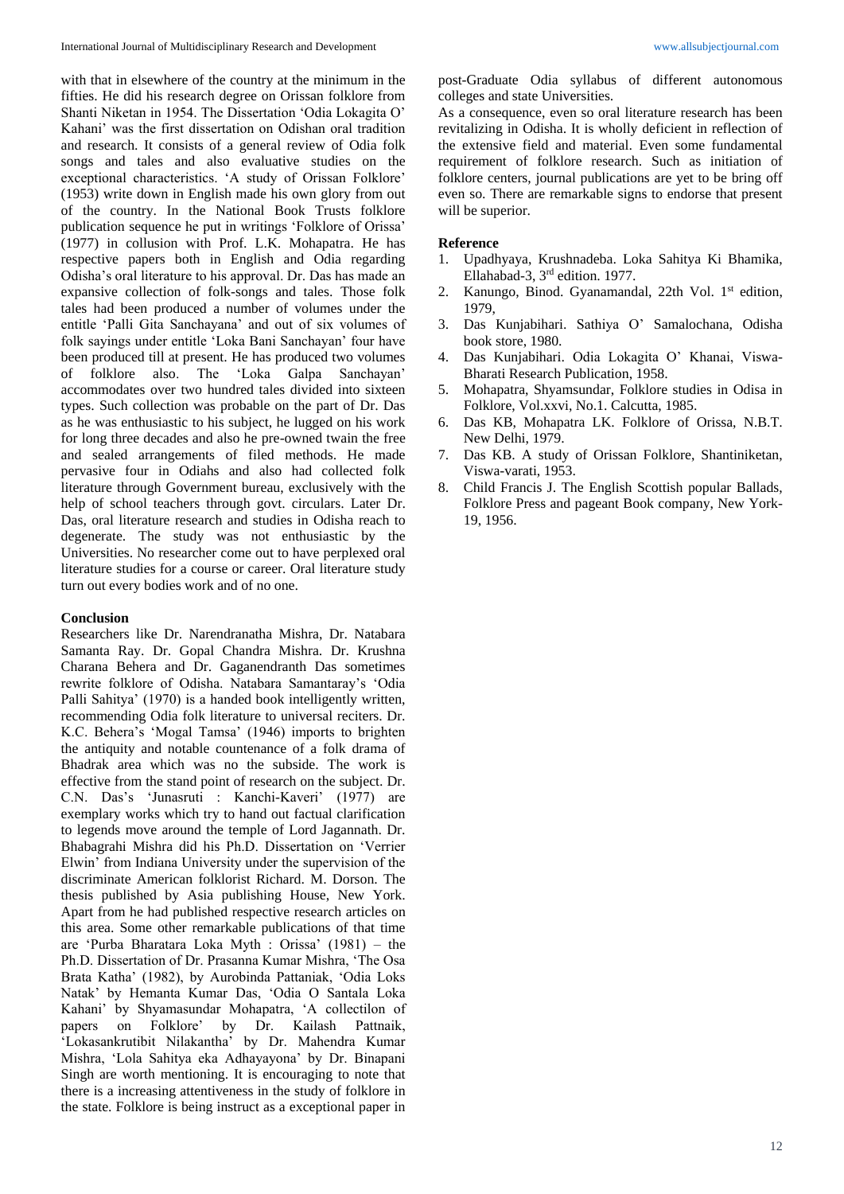with that in elsewhere of the country at the minimum in the fifties. He did his research degree on Orissan folklore from Shanti Niketan in 1954. The Dissertation 'Odia Lokagita O' Kahani' was the first dissertation on Odishan oral tradition and research. It consists of a general review of Odia folk songs and tales and also evaluative studies on the exceptional characteristics. 'A study of Orissan Folklore' (1953) write down in English made his own glory from out of the country. In the National Book Trusts folklore publication sequence he put in writings 'Folklore of Orissa' (1977) in collusion with Prof. L.K. Mohapatra. He has respective papers both in English and Odia regarding Odisha's oral literature to his approval. Dr. Das has made an expansive collection of folk-songs and tales. Those folk tales had been produced a number of volumes under the entitle 'Palli Gita Sanchayana' and out of six volumes of folk sayings under entitle 'Loka Bani Sanchayan' four have been produced till at present. He has produced two volumes of folklore also. The 'Loka Galpa Sanchayan' accommodates over two hundred tales divided into sixteen types. Such collection was probable on the part of Dr. Das as he was enthusiastic to his subject, he lugged on his work for long three decades and also he pre-owned twain the free and sealed arrangements of filed methods. He made pervasive four in Odiahs and also had collected folk literature through Government bureau, exclusively with the help of school teachers through govt. circulars. Later Dr. Das, oral literature research and studies in Odisha reach to degenerate. The study was not enthusiastic by the Universities. No researcher come out to have perplexed oral literature studies for a course or career. Oral literature study turn out every bodies work and of no one.

**Conclusion**

Researchers like Dr. Narendranatha Mishra, Dr. Natabara Samanta Ray. Dr. Gopal Chandra Mishra. Dr. Krushna Charana Behera and Dr. Gaganendranth Das sometimes rewrite folklore of Odisha. Natabara Samantaray's 'Odia Palli Sahitya' (1970) is a handed book intelligently written, recommending Odia folk literature to universal reciters. Dr. K.C. Behera's 'Mogal Tamsa' (1946) imports to brighten the antiquity and notable countenance of a folk drama of Bhadrak area which was no the subside. The work is effective from the stand point of research on the subject. Dr. C.N. Das's 'Junasruti : Kanchi-Kaveri' (1977) are exemplary works which try to hand out factual clarification to legends move around the temple of Lord Jagannath. Dr. Bhabagrahi Mishra did his Ph.D. Dissertation on 'Verrier Elwin' from Indiana University under the supervision of the discriminate American folklorist Richard. M. Dorson. The thesis published by Asia publishing House, New York. Apart from he had published respective research articles on this area. Some other remarkable publications of that time are 'Purba Bharatara Loka Myth : Orissa' (1981) – the Ph.D. Dissertation of Dr. Prasanna Kumar Mishra, 'The Osa Brata Katha' (1982), by Aurobinda Pattaniak, 'Odia Loks Natak' by Hemanta Kumar Das, 'Odia O Santala Loka Kahani' by Shyamasundar Mohapatra, 'A collectilon of papers on Folklore' by Dr. Kailash Pattnaik, 'Lokasankrutibit Nilakantha' by Dr. Mahendra Kumar Mishra, 'Lola Sahitya eka Adhayayona' by Dr. Binapani Singh are worth mentioning. It is encouraging to note that there is a increasing attentiveness in the study of folklore in the state. Folklore is being instruct as a exceptional paper in post-Graduate Odia syllabus of different autonomous colleges and state Universities.

As a consequence, even so oral literature research has been revitalizing in Odisha. It is wholly deficient in reflection of the extensive field and material. Even some fundamental requirement of folklore research. Such as initiation of folklore centers, journal publications are yet to be bring off even so. There are remarkable signs to endorse that present will be superior.

**Reference**

1. Upadhyaya, Krushnadeba. Loka Sahitya Ki Bhamika, Ellahabad-3, 3rd edition. 1977.
2. Kanungo, Binod. Gyanamandal, 22th Vol. 1st edition, 1979,
3. Das Kunjabihari. Sathiya O' Samalochana, Odisha book store, 1980.
4. Das Kunjabihari. Odia Lokagita O' Khanai, Viswa-Bharati Research Publication, 1958.
5. Mohapatra, Shyamsundar, Folklore studies in Odisa in Folklore, Vol.xxvi, No.1. Calcutta, 1985.
6. Das KB, Mohapatra LK. Folklore of Orissa, N.B.T. New Delhi, 1979.
7. Das KB. A study of Orissan Folklore, Shantiniketan, Viswa-varati, 1953.
8. Child Francis J. The English Scottish popular Ballads, Folklore Press and pageant Book company, New York-19, 1956.